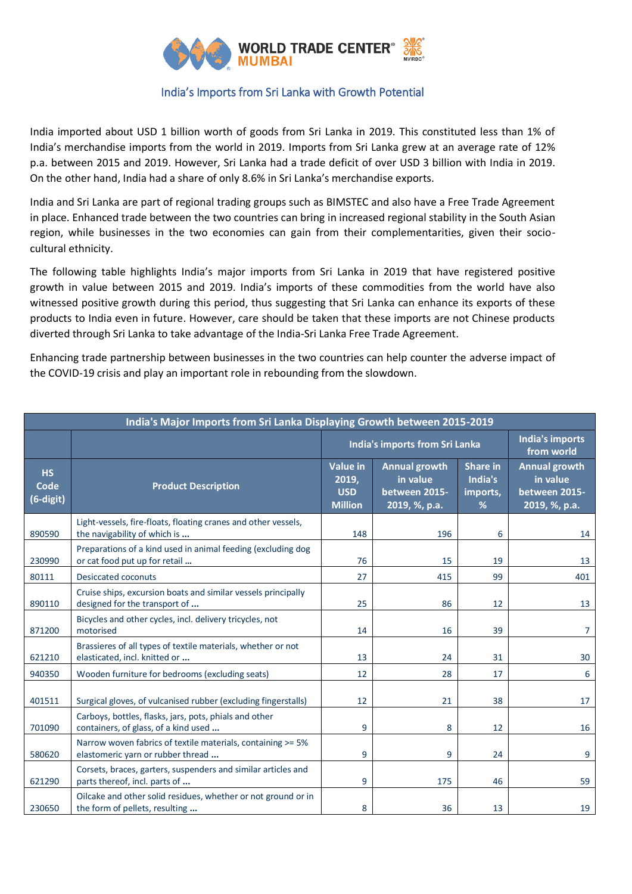WORLD TRADE CENTER® MUMBAI

## India's Imports from Sri Lanka with Growth Potential

India imported about USD 1 billion worth of goods from Sri Lanka in 2019. This constituted less than 1% of India's merchandise imports from the world in 2019. Imports from Sri Lanka grew at an average rate of 12% p.a. between 2015 and 2019. However, Sri Lanka had a trade deficit of over USD 3 billion with India in 2019. On the other hand, India had a share of only 8.6% in Sri Lanka's merchandise exports.

India and Sri Lanka are part of regional trading groups such as BIMSTEC and also have a Free Trade Agreement in place. Enhanced trade between the two countries can bring in increased regional stability in the South Asian region, while businesses in the two economies can gain from their complementarities, given their socio-cultural ethnicity.

The following table highlights India's major imports from Sri Lanka in 2019 that have registered positive growth in value between 2015 and 2019. India's imports of these commodities from the world have also witnessed positive growth during this period, thus suggesting that Sri Lanka can enhance its exports of these products to India even in future. However, care should be taken that these imports are not Chinese products diverted through Sri Lanka to take advantage of the India-Sri Lanka Free Trade Agreement.

Enhancing trade partnership between businesses in the two countries can help counter the adverse impact of the COVID-19 crisis and play an important role in rebounding from the slowdown.

**India's Major Imports from Sri Lanka Displaying Growth between 2015-2019**

| | | India's imports from Sri Lanka | | | India's imports from world |
|---|---|---|---|---|---|
| HS Code (6-digit) | Product Description | Value in 2019, USD Million | Annual growth in value between 2015-2019, %, p.a. | Share in India's imports, % | Annual growth in value between 2015-2019, %, p.a. |
| 890590 | Light-vessels, fire-floats, floating cranes and other vessels, the navigability of which is ... | 148 | 196 | 6 | 14 |
| 230990 | Preparations of a kind used in animal feeding (excluding dog or cat food put up for retail ... | 76 | 15 | 19 | 13 |
| 80111 | Desiccated coconuts | 27 | 415 | 99 | 401 |
| 890110 | Cruise ships, excursion boats and similar vessels principally designed for the transport of ... | 25 | 86 | 12 | 13 |
| 871200 | Bicycles and other cycles, incl. delivery tricycles, not motorised | 14 | 16 | 39 | 7 |
| 621210 | Brassieres of all types of textile materials, whether or not elasticated, incl. knitted or ... | 13 | 24 | 31 | 30 |
| 940350 | Wooden furniture for bedrooms (excluding seats) | 12 | 28 | 17 | 6 |
| 401511 | Surgical gloves, of vulcanised rubber (excluding fingerstalls) | 12 | 21 | 38 | 17 |
| 701090 | Carboys, bottles, flasks, jars, pots, phials and other containers, of glass, of a kind used ... | 9 | 8 | 12 | 16 |
| 580620 | Narrow woven fabrics of textile materials, containing >= 5% elastomeric yarn or rubber thread ... | 9 | 9 | 24 | 9 |
| 621290 | Corsets, braces, garters, suspenders and similar articles and parts thereof, incl. parts of ... | 9 | 175 | 46 | 59 |
| 230650 | Oilcake and other solid residues, whether or not ground or in the form of pellets, resulting ... | 8 | 36 | 13 | 19 |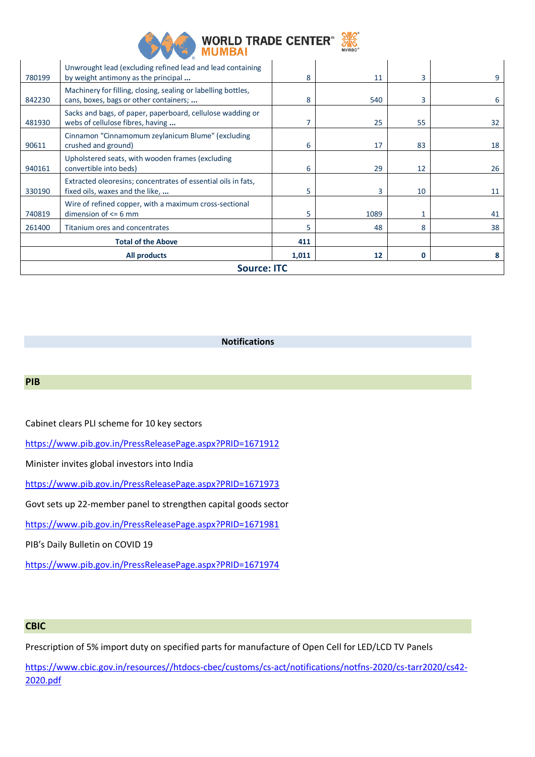| | | | | | |
|---|---|---|---|---|---|
| 780199 | Unwrought lead (excluding refined lead and lead containing by weight antimony as the principal ... | 8 | 11 | 3 | 9 |
| 842230 | Machinery for filling, closing, sealing or labelling bottles, cans, boxes, bags or other containers; ... | 8 | 540 | 3 | 6 |
| 481930 | Sacks and bags, of paper, paperboard, cellulose wadding or webs of cellulose fibres, having ... | 7 | 25 | 55 | 32 |
| 90611 | Cinnamon "Cinnamomum zeylanicum Blume" (excluding crushed and ground) | 6 | 17 | 83 | 18 |
| 940161 | Upholstered seats, with wooden frames (excluding convertible into beds) | 6 | 29 | 12 | 26 |
| 330190 | Extracted oleoresins; concentrates of essential oils in fats, fixed oils, waxes and the like, ... | 5 | 3 | 10 | 11 |
| 740819 | Wire of refined copper, with a maximum cross-sectional dimension of <= 6 mm | 5 | 1089 | 1 | 41 |
| 261400 | Titanium ores and concentrates | 5 | 48 | 8 | 38 |
| **Total of the Above** | | **411** | | | |
| **All products** | | **1,011** | **12** | **0** | **8** |

**Source: ITC**

## Notifications

### PIB

Cabinet clears PLI scheme for 10 key sectors

https://www.pib.gov.in/PressReleasePage.aspx?PRID=1671912

Minister invites global investors into India

https://www.pib.gov.in/PressReleasePage.aspx?PRID=1671973

Govt sets up 22-member panel to strengthen capital goods sector

https://www.pib.gov.in/PressReleasePage.aspx?PRID=1671981

PIB's Daily Bulletin on COVID 19

https://www.pib.gov.in/PressReleasePage.aspx?PRID=1671974

### CBIC

Prescription of 5% import duty on specified parts for manufacture of Open Cell for LED/LCD TV Panels

https://www.cbic.gov.in/resources//htdocs-cbec/customs/cs-act/notifications/notfns-2020/cs-tarr2020/cs42-2020.pdf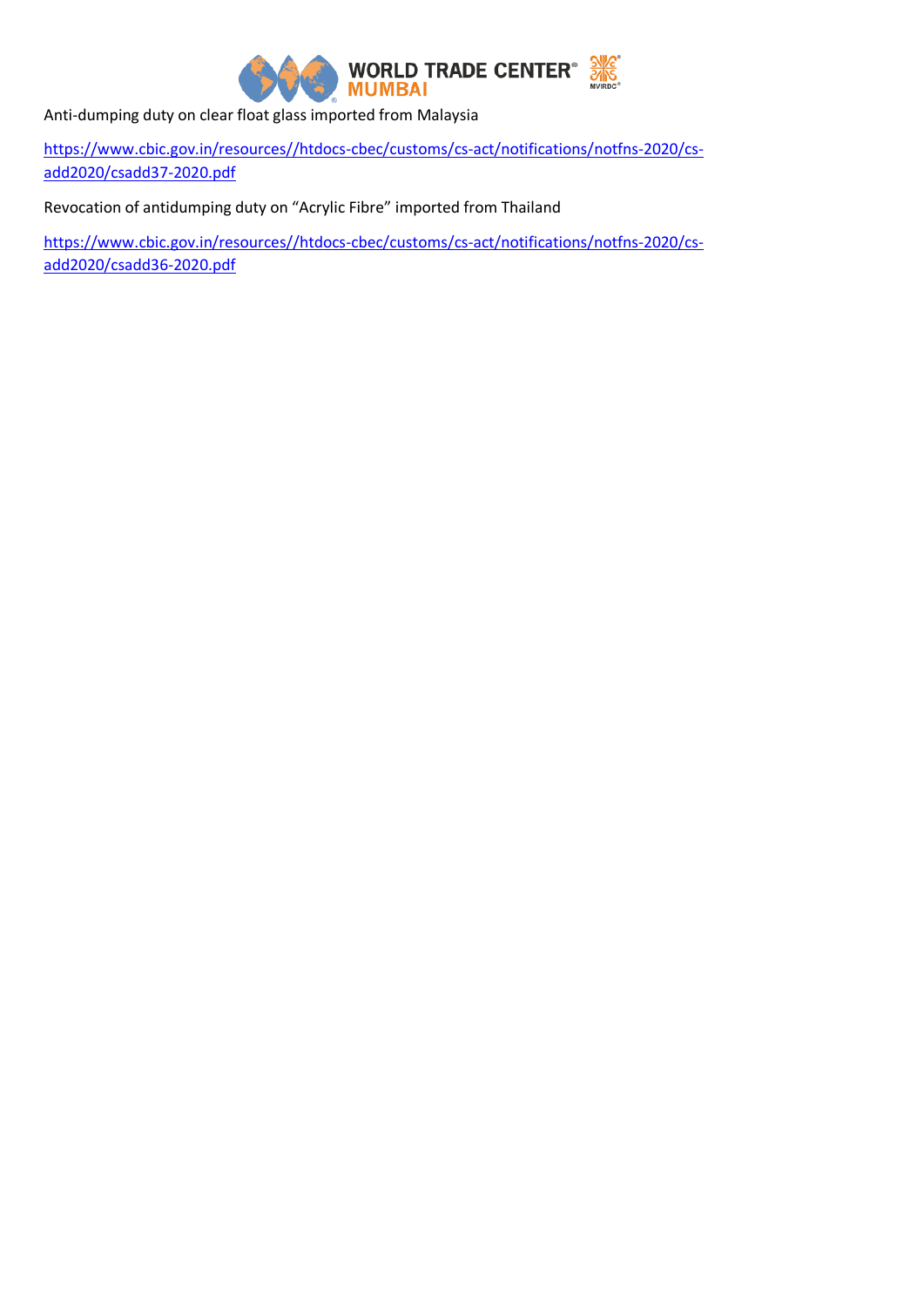Anti-dumping duty on clear float glass imported from Malaysia

https://www.cbic.gov.in/resources//htdocs-cbec/customs/cs-act/notifications/notfns-2020/cs-add2020/csadd37-2020.pdf

Revocation of antidumping duty on "Acrylic Fibre" imported from Thailand

https://www.cbic.gov.in/resources//htdocs-cbec/customs/cs-act/notifications/notfns-2020/cs-add2020/csadd36-2020.pdf